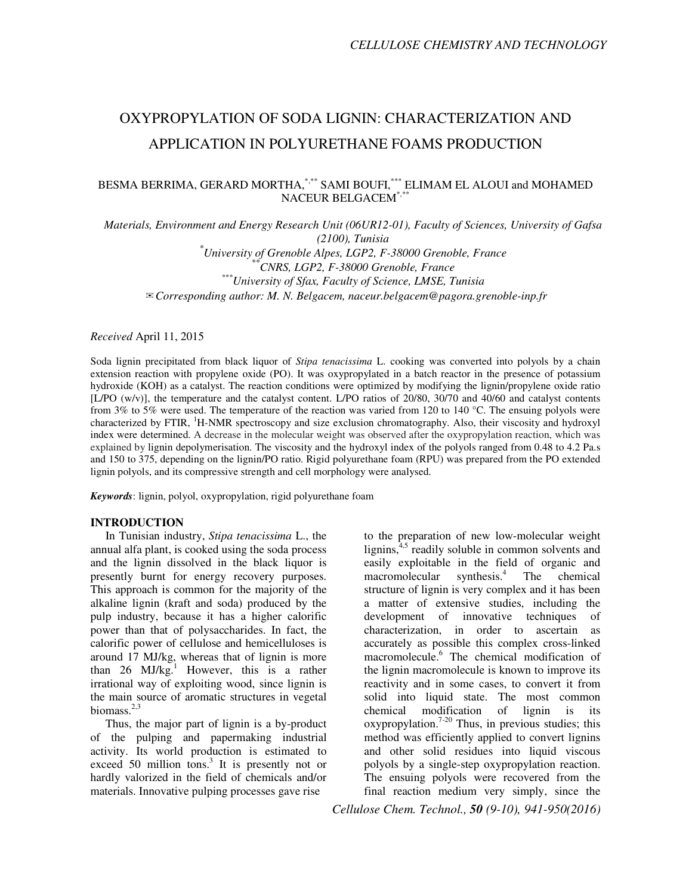// Page header omitted: CELLULOSE CHEMISTRY AND TECHNOLOGY

# OXYPROPYLATION OF SODA LIGNIN: CHARACTERIZATION AND APPLICATION IN POLYURETHANE FOAMS PRODUCTION

BESMA BERRIMA, GERARD MORTHA,[*,**] SAMI BOUFI,[***] ELIMAM EL ALOUI and MOHAMED NACEUR BELGACEM[*,**]

*Materials, Environment and Energy Research Unit (06UR12-01), Faculty of Sciences, University of Gafsa (2100), Tunisia*
[*]*University of Grenoble Alpes, LGP2, F-38000 Grenoble, France*
[**]*CNRS, LGP2, F-38000 Grenoble, France*
[***]*University of Sfax, Faculty of Science, LMSE, Tunisia*
✉ *Corresponding author: M. N. Belgacem, naceur.belgacem@pagora.grenoble-inp.fr*

*Received* April 11, 2015

Soda lignin precipitated from black liquor of *Stipa tenacissima* L. cooking was converted into polyols by a chain extension reaction with propylene oxide (PO). It was oxypropylated in a batch reactor in the presence of potassium hydroxide (KOH) as a catalyst. The reaction conditions were optimized by modifying the lignin/propylene oxide ratio [L/PO (w/v)], the temperature and the catalyst content. L/PO ratios of 20/80, 30/70 and 40/60 and catalyst contents from 3% to 5% were used. The temperature of the reaction was varied from 120 to 140 °C. The ensuing polyols were characterized by FTIR, $^{1}$H-NMR spectroscopy and size exclusion chromatography. Also, their viscosity and hydroxyl index were determined. A decrease in the molecular weight was observed after the oxypropylation reaction, which was explained by lignin depolymerisation. The viscosity and the hydroxyl index of the polyols ranged from 0.48 to 4.2 Pa.s and 150 to 375, depending on the lignin/PO ratio. Rigid polyurethane foam (RPU) was prepared from the PO extended lignin polyols, and its compressive strength and cell morphology were analysed.

***Keywords***: lignin, polyol, oxypropylation, rigid polyurethane foam

## INTRODUCTION

In Tunisian industry, *Stipa tenacissima* L., the annual alfa plant, is cooked using the soda process and the lignin dissolved in the black liquor is presently burnt for energy recovery purposes. This approach is common for the majority of the alkaline lignin (kraft and soda) produced by the pulp industry, because it has a higher calorific power than that of polysaccharides. In fact, the calorific power of cellulose and hemicelluloses is around 17 MJ/kg, whereas that of lignin is more than 26 MJ/kg.[1] However, this is a rather irrational way of exploiting wood, since lignin is the main source of aromatic structures in vegetal biomass.[2,3]

Thus, the major part of lignin is a by-product of the pulping and papermaking industrial activity. Its world production is estimated to exceed 50 million tons.[3] It is presently not or hardly valorized in the field of chemicals and/or materials. Innovative pulping processes gave rise to the preparation of new low-molecular weight lignins,[4,5] readily soluble in common solvents and easily exploitable in the field of organic and macromolecular synthesis.[4] The chemical structure of lignin is very complex and it has been a matter of extensive studies, including the development of innovative techniques of characterization, in order to ascertain as accurately as possible this complex cross-linked macromolecule.[6] The chemical modification of the lignin macromolecule is known to improve its reactivity and in some cases, to convert it from solid into liquid state. The most common chemical modification of lignin is its oxypropylation.[7-20] Thus, in previous studies; this method was efficiently applied to convert lignins and other solid residues into liquid viscous polyols by a single-step oxypropylation reaction. The ensuing polyols were recovered from the final reaction medium very simply, since the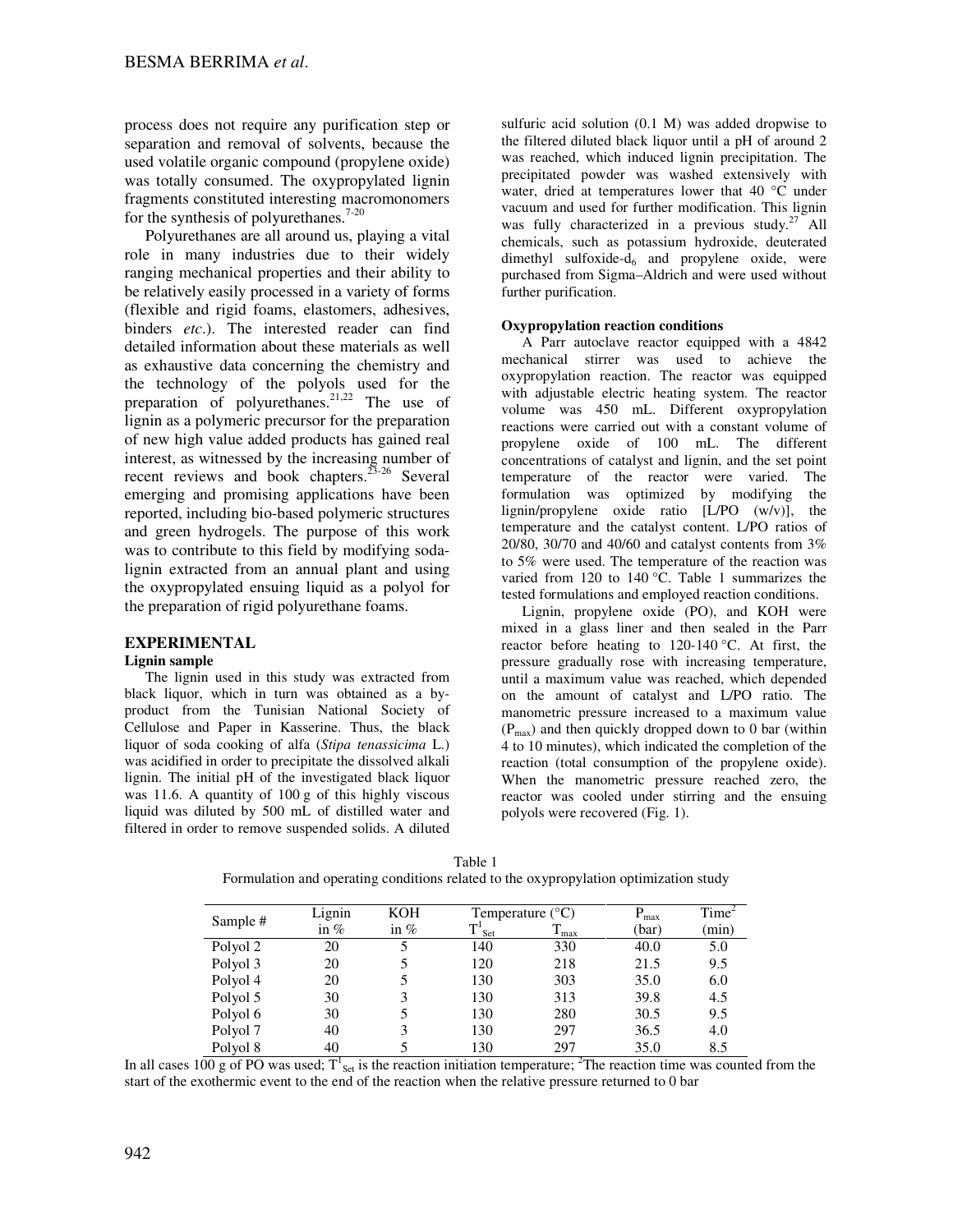process does not require any purification step or separation and removal of solvents, because the used volatile organic compound (propylene oxide) was totally consumed. The oxypropylated lignin fragments constituted interesting macromonomers for the synthesis of polyurethanes.[7-20]

Polyurethanes are all around us, playing a vital role in many industries due to their widely ranging mechanical properties and their ability to be relatively easily processed in a variety of forms (flexible and rigid foams, elastomers, adhesives, binders *etc*.). The interested reader can find detailed information about these materials as well as exhaustive data concerning the chemistry and the technology of the polyols used for the preparation of polyurethanes.[21,22] The use of lignin as a polymeric precursor for the preparation of new high value added products has gained real interest, as witnessed by the increasing number of recent reviews and book chapters.[23-26] Several emerging and promising applications have been reported, including bio-based polymeric structures and green hydrogels. The purpose of this work was to contribute to this field by modifying soda-lignin extracted from an annual plant and using the oxypropylated ensuing liquid as a polyol for the preparation of rigid polyurethane foams.

## EXPERIMENTAL

### Lignin sample

The lignin used in this study was extracted from black liquor, which in turn was obtained as a by-product from the Tunisian National Society of Cellulose and Paper in Kasserine. Thus, the black liquor of soda cooking of alfa (*Stipa tenassicima* L.) was acidified in order to precipitate the dissolved alkali lignin. The initial pH of the investigated black liquor was 11.6. A quantity of 100 g of this highly viscous liquid was diluted by 500 mL of distilled water and filtered in order to remove suspended solids. A diluted sulfuric acid solution (0.1 M) was added dropwise to the filtered diluted black liquor until a pH of around 2 was reached, which induced lignin precipitation. The precipitated powder was washed extensively with water, dried at temperatures lower that 40 °C under vacuum and used for further modification. This lignin was fully characterized in a previous study.[27] All chemicals, such as potassium hydroxide, deuterated dimethyl sulfoxide-$d_6$ and propylene oxide, were purchased from Sigma–Aldrich and were used without further purification.

### Oxypropylation reaction conditions

A Parr autoclave reactor equipped with a 4842 mechanical stirrer was used to achieve the oxypropylation reaction. The reactor was equipped with adjustable electric heating system. The reactor volume was 450 mL. Different oxypropylation reactions were carried out with a constant volume of propylene oxide of 100 mL. The different concentrations of catalyst and lignin, and the set point temperature of the reactor were varied. The formulation was optimized by modifying the lignin/propylene oxide ratio [L/PO (w/v)], the temperature and the catalyst content. L/PO ratios of 20/80, 30/70 and 40/60 and catalyst contents from 3% to 5% were used. The temperature of the reaction was varied from 120 to 140 °C. Table 1 summarizes the tested formulations and employed reaction conditions.

Lignin, propylene oxide (PO), and KOH were mixed in a glass liner and then sealed in the Parr reactor before heating to 120-140 °C. At first, the pressure gradually rose with increasing temperature, until a maximum value was reached, which depended on the amount of catalyst and L/PO ratio. The manometric pressure increased to a maximum value ($P_{max}$) and then quickly dropped down to 0 bar (within 4 to 10 minutes), which indicated the completion of the reaction (total consumption of the propylene oxide). When the manometric pressure reached zero, the reactor was cooled under stirring and the ensuing polyols were recovered (Fig. 1).

Table 1
Formulation and operating conditions related to the oxypropylation optimization study

| Sample # | Lignin in % | KOH in % | Temperature (°C) $T^1_{Set}$ | $T_{max}$ | $P_{max}$ (bar) | Time[2] (min) |
|---|---|---|---|---|---|---|
| Polyol 2 | 20 | 5 | 140 | 330 | 40.0 | 5.0 |
| Polyol 3 | 20 | 5 | 120 | 218 | 21.5 | 9.5 |
| Polyol 4 | 20 | 5 | 130 | 303 | 35.0 | 6.0 |
| Polyol 5 | 30 | 3 | 130 | 313 | 39.8 | 4.5 |
| Polyol 6 | 30 | 5 | 130 | 280 | 30.5 | 9.5 |
| Polyol 7 | 40 | 3 | 130 | 297 | 36.5 | 4.0 |
| Polyol 8 | 40 | 5 | 130 | 297 | 35.0 | 8.5 |

In all cases 100 g of PO was used; $T^1_{Set}$ is the reaction initiation temperature; [2]The reaction time was counted from the start of the exothermic event to the end of the reaction when the relative pressure returned to 0 bar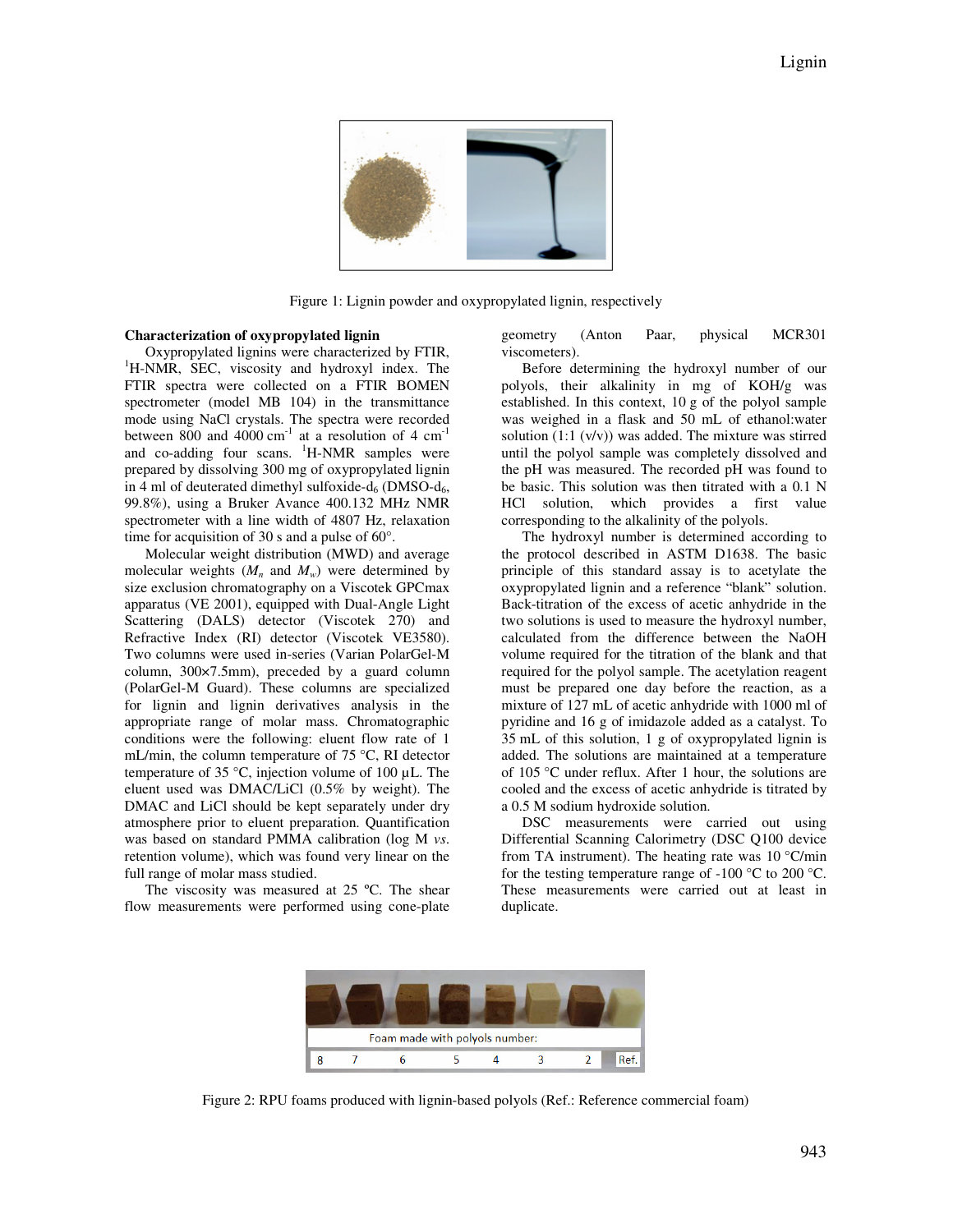Figure 1: Lignin powder and oxypropylated lignin, respectively

**Characterization of oxypropylated lignin**

Oxypropylated lignins were characterized by FTIR, $^1$H-NMR, SEC, viscosity and hydroxyl index. The FTIR spectra were collected on a FTIR BOMEN spectrometer (model MB 104) in the transmittance mode using NaCl crystals. The spectra were recorded between 800 and 4000 cm$^{-1}$ at a resolution of 4 cm$^{-1}$ and co-adding four scans. $^1$H-NMR samples were prepared by dissolving 300 mg of oxypropylated lignin in 4 ml of deuterated dimethyl sulfoxide-d$_6$ (DMSO-d$_6$, 99.8%), using a Bruker Avance 400.132 MHz NMR spectrometer with a line width of 4807 Hz, relaxation time for acquisition of 30 s and a pulse of 60°.

Molecular weight distribution (MWD) and average molecular weights ($M_n$ and $M_w$) were determined by size exclusion chromatography on a Viscotek GPCmax apparatus (VE 2001), equipped with Dual-Angle Light Scattering (DALS) detector (Viscotek 270) and Refractive Index (RI) detector (Viscotek VE3580). Two columns were used in-series (Varian PolarGel-M column, 300×7.5mm), preceded by a guard column (PolarGel-M Guard). These columns are specialized for lignin and lignin derivatives analysis in the appropriate range of molar mass. Chromatographic conditions were the following: eluent flow rate of 1 mL/min, the column temperature of 75 °C, RI detector temperature of 35 °C, injection volume of 100 µL. The eluent used was DMAC/LiCl (0.5% by weight). The DMAC and LiCl should be kept separately under dry atmosphere prior to eluent preparation. Quantification was based on standard PMMA calibration (log M *vs.* retention volume), which was found very linear on the full range of molar mass studied.

The viscosity was measured at 25 ºC. The shear flow measurements were performed using cone-plate geometry (Anton Paar, physical MCR301 viscometers).

Before determining the hydroxyl number of our polyols, their alkalinity in mg of KOH/g was established. In this context, 10 g of the polyol sample was weighed in a flask and 50 mL of ethanol:water solution (1:1 (v/v)) was added. The mixture was stirred until the polyol sample was completely dissolved and the pH was measured. The recorded pH was found to be basic. This solution was then titrated with a 0.1 N HCl solution, which provides a first value corresponding to the alkalinity of the polyols.

The hydroxyl number is determined according to the protocol described in ASTM D1638. The basic principle of this standard assay is to acetylate the oxypropylated lignin and a reference "blank" solution. Back-titration of the excess of acetic anhydride in the two solutions is used to measure the hydroxyl number, calculated from the difference between the NaOH volume required for the titration of the blank and that required for the polyol sample. The acetylation reagent must be prepared one day before the reaction, as a mixture of 127 mL of acetic anhydride with 1000 ml of pyridine and 16 g of imidazole added as a catalyst. To 35 mL of this solution, 1 g of oxypropylated lignin is added. The solutions are maintained at a temperature of 105 °C under reflux. After 1 hour, the solutions are cooled and the excess of acetic anhydride is titrated by a 0.5 M sodium hydroxide solution.

DSC measurements were carried out using Differential Scanning Calorimetry (DSC Q100 device from TA instrument). The heating rate was 10 °C/min for the testing temperature range of -100 °C to 200 °C. These measurements were carried out at least in duplicate.

Figure 2: RPU foams produced with lignin-based polyols (Ref.: Reference commercial foam)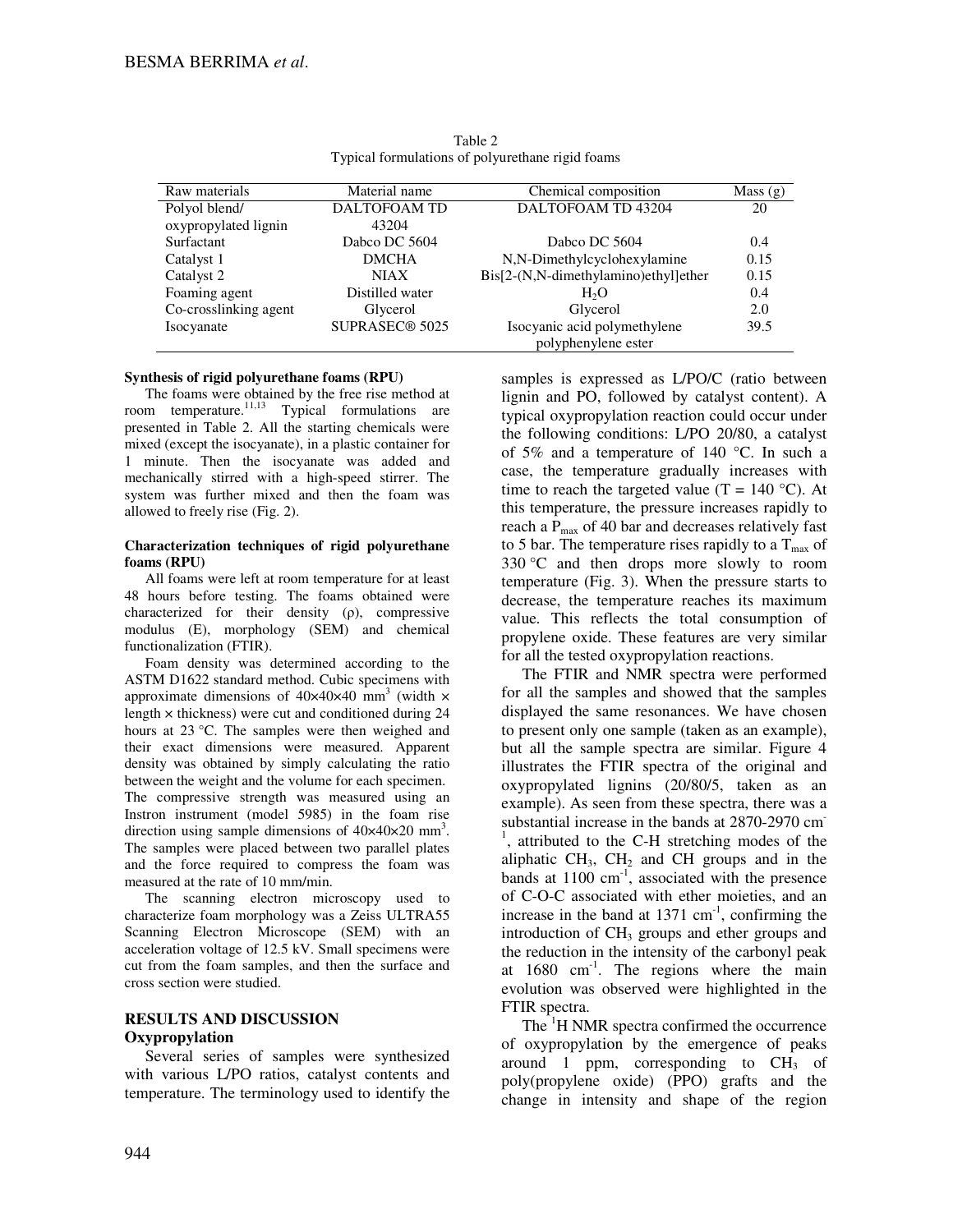Table 2
Typical formulations of polyurethane rigid foams

| Raw materials | Material name | Chemical composition | Mass (g) |
|---|---|---|---|
| Polyol blend/ oxypropylated lignin | DALTOFOAM TD 43204 | DALTOFOAM TD 43204 | 20 |
| Surfactant | Dabco DC 5604 | Dabco DC 5604 | 0.4 |
| Catalyst 1 | DMCHA | N,N-Dimethylcyclohexylamine | 0.15 |
| Catalyst 2 | NIAX | Bis[2-(N,N-dimethylamino)ethyl]ether | 0.15 |
| Foaming agent | Distilled water | $H_2O$ | 0.4 |
| Co-crosslinking agent | Glycerol | Glycerol | 2.0 |
| Isocyanate | SUPRASEC® 5025 | Isocyanic acid polymethylene polyphenylene ester | 39.5 |

**Synthesis of rigid polyurethane foams (RPU)**

The foams were obtained by the free rise method at room temperature.[11,13] Typical formulations are presented in Table 2. All the starting chemicals were mixed (except the isocyanate), in a plastic container for 1 minute. Then the isocyanate was added and mechanically stirred with a high-speed stirrer. The system was further mixed and then the foam was allowed to freely rise (Fig. 2).

**Characterization techniques of rigid polyurethane foams (RPU)**

All foams were left at room temperature for at least 48 hours before testing. The foams obtained were characterized for their density (ρ), compressive modulus (E), morphology (SEM) and chemical functionalization (FTIR).

Foam density was determined according to the ASTM D1622 standard method. Cubic specimens with approximate dimensions of 40×40×40 $mm^3$ (width × length × thickness) were cut and conditioned during 24 hours at 23 °C. The samples were then weighed and their exact dimensions were measured. Apparent density was obtained by simply calculating the ratio between the weight and the volume for each specimen. The compressive strength was measured using an Instron instrument (model 5985) in the foam rise direction using sample dimensions of 40×40×20 $mm^3$. The samples were placed between two parallel plates and the force required to compress the foam was measured at the rate of 10 mm/min.

The scanning electron microscopy used to characterize foam morphology was a Zeiss ULTRA55 Scanning Electron Microscope (SEM) with an acceleration voltage of 12.5 kV. Small specimens were cut from the foam samples, and then the surface and cross section were studied.

## RESULTS AND DISCUSSION

### Oxypropylation

Several series of samples were synthesized with various L/PO ratios, catalyst contents and temperature. The terminology used to identify the samples is expressed as L/PO/C (ratio between lignin and PO, followed by catalyst content). A typical oxypropylation reaction could occur under the following conditions: L/PO 20/80, a catalyst of 5% and a temperature of 140 °C. In such a case, the temperature gradually increases with time to reach the targeted value (T = 140 °C). At this temperature, the pressure increases rapidly to reach a $P_{max}$ of 40 bar and decreases relatively fast to 5 bar. The temperature rises rapidly to a $T_{max}$ of 330 °C and then drops more slowly to room temperature (Fig. 3). When the pressure starts to decrease, the temperature reaches its maximum value. This reflects the total consumption of propylene oxide. These features are very similar for all the tested oxypropylation reactions.

The FTIR and NMR spectra were performed for all the samples and showed that the samples displayed the same resonances. We have chosen to present only one sample (taken as an example), but all the sample spectra are similar. Figure 4 illustrates the FTIR spectra of the original and oxypropylated lignins (20/80/5, taken as an example). As seen from these spectra, there was a substantial increase in the bands at 2870-2970 $cm^{-1}$, attributed to the C-H stretching modes of the aliphatic $CH_3$, $CH_2$ and CH groups and in the bands at 1100 $cm^{-1}$, associated with the presence of C-O-C associated with ether moieties, and an increase in the band at 1371 $cm^{-1}$, confirming the introduction of $CH_3$ groups and ether groups and the reduction in the intensity of the carbonyl peak at 1680 $cm^{-1}$. The regions where the main evolution was observed were highlighted in the FTIR spectra.

The $^1H$ NMR spectra confirmed the occurrence of oxypropylation by the emergence of peaks around 1 ppm, corresponding to $CH_3$ of poly(propylene oxide) (PPO) grafts and the change in intensity and shape of the region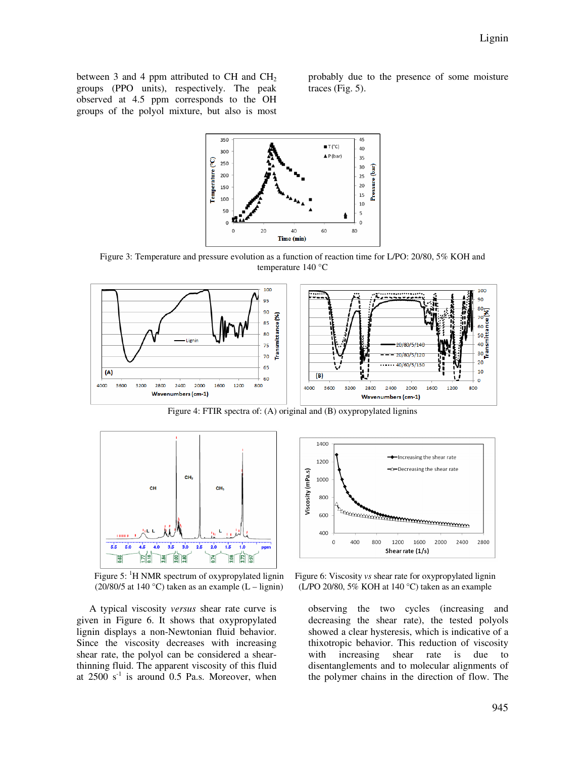between 3 and 4 ppm attributed to CH and $CH_2$ groups (PPO units), respectively. The peak observed at 4.5 ppm corresponds to the OH groups of the polyol mixture, but also is most probably due to the presence of some moisture traces (Fig. 5).

Figure 3: Temperature and pressure evolution as a function of reaction time for L/PO: 20/80, 5% KOH and temperature 140 °C

Figure 4: FTIR spectra of: (A) original and (B) oxypropylated lignins

Figure 5: [1]H NMR spectrum of oxypropylated lignin (20/80/5 at 140 °C) taken as an example (L – lignin)

Figure 6: Viscosity *vs* shear rate for oxypropylated lignin (L/PO 20/80, 5% KOH at 140 °C) taken as an example

A typical viscosity *versus* shear rate curve is given in Figure 6. It shows that oxypropylated lignin displays a non-Newtonian fluid behavior. Since the viscosity decreases with increasing shear rate, the polyol can be considered a shear-thinning fluid. The apparent viscosity of this fluid at 2500 $s^{-1}$ is around 0.5 Pa.s. Moreover, when observing the two cycles (increasing and decreasing the shear rate), the tested polyols showed a clear hysteresis, which is indicative of a thixotropic behavior. This reduction of viscosity with increasing shear rate is due to disentanglements and to molecular alignments of the polymer chains in the direction of flow. The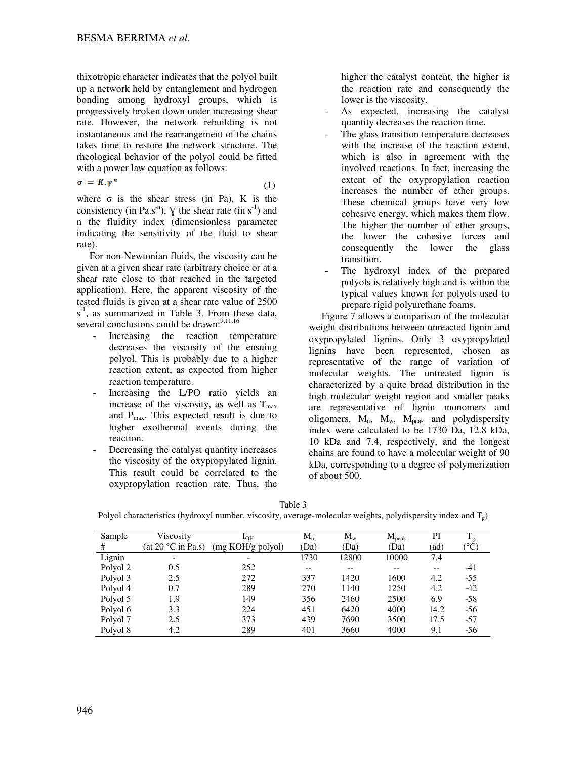thixotropic character indicates that the polyol built up a network held by entanglement and hydrogen bonding among hydroxyl groups, which is progressively broken down under increasing shear rate. However, the network rebuilding is not instantaneous and the rearrangement of the chains takes time to restore the network structure. The rheological behavior of the polyol could be fitted with a power law equation as follows:

$$\sigma = K.\gamma^n \quad (1)$$

where σ is the shear stress (in Pa), K is the consistency (in $Pa.s^{-n}$), $\gamma$ the shear rate (in $s^{-1}$) and n the fluidity index (dimensionless parameter indicating the sensitivity of the fluid to shear rate).

For non-Newtonian fluids, the viscosity can be given at a given shear rate (arbitrary choice or at a shear rate close to that reached in the targeted application). Here, the apparent viscosity of the tested fluids is given at a shear rate value of 2500 $s^{-1}$, as summarized in Table 3. From these data, several conclusions could be drawn:[9,11,16]

- Increasing the reaction temperature decreases the viscosity of the ensuing polyol. This is probably due to a higher reaction extent, as expected from higher reaction temperature.
- Increasing the L/PO ratio yields an increase of the viscosity, as well as $T_{max}$ and $P_{max}$. This expected result is due to higher exothermal events during the reaction.
- Decreasing the catalyst quantity increases the viscosity of the oxypropylated lignin. This result could be correlated to the oxypropylation reaction rate. Thus, the higher the catalyst content, the higher is the reaction rate and consequently the lower is the viscosity.
- As expected, increasing the catalyst quantity decreases the reaction time.
- The glass transition temperature decreases with the increase of the reaction extent, which is also in agreement with the involved reactions. In fact, increasing the extent of the oxypropylation reaction increases the number of ether groups. These chemical groups have very low cohesive energy, which makes them flow. The higher the number of ether groups, the lower the cohesive forces and consequently the lower the glass transition.
- The hydroxyl index of the prepared polyols is relatively high and is within the typical values known for polyols used to prepare rigid polyurethane foams.

Figure 7 allows a comparison of the molecular weight distributions between unreacted lignin and oxypropylated lignins. Only 3 oxypropylated lignins have been represented, chosen as representative of the range of variation of molecular weights. The untreated lignin is characterized by a quite broad distribution in the high molecular weight region and smaller peaks are representative of lignin monomers and oligomers. $M_n$, $M_w$, $M_{peak}$ and polydispersity index were calculated to be 1730 Da, 12.8 kDa, 10 kDa and 7.4, respectively, and the longest chains are found to have a molecular weight of 90 kDa, corresponding to a degree of polymerization of about 500.

Table 3
Polyol characteristics (hydroxyl number, viscosity, average-molecular weights, polydispersity index and $T_g$)

| Sample # | Viscosity (at 20 °C in Pa.s) | $I_{OH}$ (mg KOH/g polyol) | $M_n$ (Da) | $M_w$ (Da) | $M_{peak}$ (Da) | PI (ad) | $T_g$ (°C) |
|---|---|---|---|---|---|---|---|
| Lignin | - | - | 1730 | 12800 | 10000 | 7.4 | |
| Polyol 2 | 0.5 | 252 | -- | -- | -- | -- | -41 |
| Polyol 3 | 2.5 | 272 | 337 | 1420 | 1600 | 4.2 | -55 |
| Polyol 4 | 0.7 | 289 | 270 | 1140 | 1250 | 4.2 | -42 |
| Polyol 5 | 1.9 | 149 | 356 | 2460 | 2500 | 6.9 | -58 |
| Polyol 6 | 3.3 | 224 | 451 | 6420 | 4000 | 14.2 | -56 |
| Polyol 7 | 2.5 | 373 | 439 | 7690 | 3500 | 17.5 | -57 |
| Polyol 8 | 4.2 | 289 | 401 | 3660 | 4000 | 9.1 | -56 |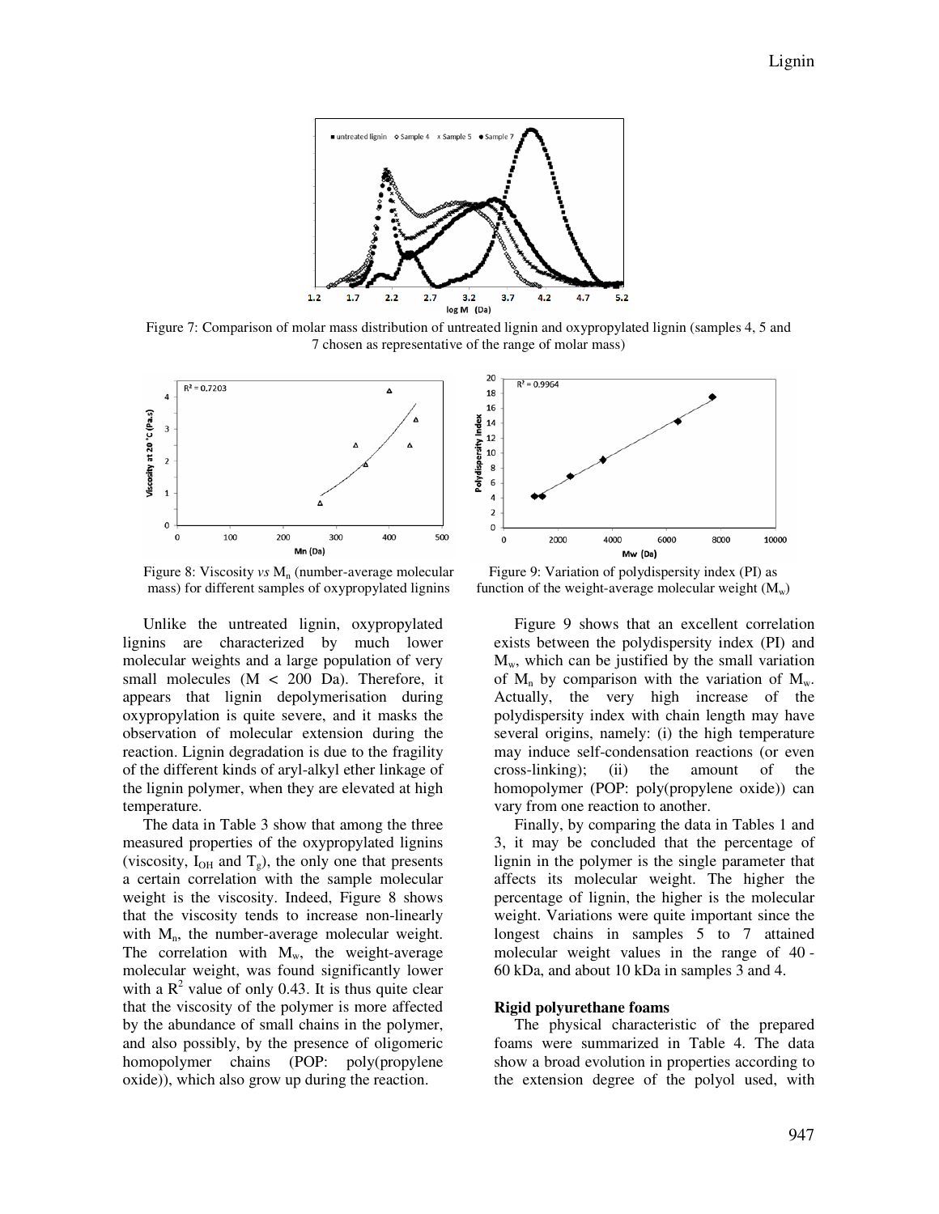Figure 7: Comparison of molar mass distribution of untreated lignin and oxypropylated lignin (samples 4, 5 and 7 chosen as representative of the range of molar mass)

Figure 8: Viscosity *vs* $M_n$ (number-average molecular mass) for different samples of oxypropylated lignins

Figure 9: Variation of polydispersity index (PI) as function of the weight-average molecular weight ($M_w$)

Unlike the untreated lignin, oxypropylated lignins are characterized by much lower molecular weights and a large population of very small molecules (M < 200 Da). Therefore, it appears that lignin depolymerisation during oxypropylation is quite severe, and it masks the observation of molecular extension during the reaction. Lignin degradation is due to the fragility of the different kinds of aryl-alkyl ether linkage of the lignin polymer, when they are elevated at high temperature.

The data in Table 3 show that among the three measured properties of the oxypropylated lignins (viscosity, $I_{OH}$ and $T_g$), the only one that presents a certain correlation with the sample molecular weight is the viscosity. Indeed, Figure 8 shows that the viscosity tends to increase non-linearly with $M_n$, the number-average molecular weight. The correlation with $M_w$, the weight-average molecular weight, was found significantly lower with a $R^2$ value of only 0.43. It is thus quite clear that the viscosity of the polymer is more affected by the abundance of small chains in the polymer, and also possibly, by the presence of oligomeric homopolymer chains (POP: poly(propylene oxide)), which also grow up during the reaction.

Figure 9 shows that an excellent correlation exists between the polydispersity index (PI) and $M_w$, which can be justified by the small variation of $M_n$ by comparison with the variation of $M_w$. Actually, the very high increase of the polydispersity index with chain length may have several origins, namely: (i) the high temperature may induce self-condensation reactions (or even cross-linking); (ii) the amount of the homopolymer (POP: poly(propylene oxide)) can vary from one reaction to another.

Finally, by comparing the data in Tables 1 and 3, it may be concluded that the percentage of lignin in the polymer is the single parameter that affects its molecular weight. The higher the percentage of lignin, the higher is the molecular weight. Variations were quite important since the longest chains in samples 5 to 7 attained molecular weight values in the range of 40 - 60 kDa, and about 10 kDa in samples 3 and 4.

**Rigid polyurethane foams**

The physical characteristic of the prepared foams were summarized in Table 4. The data show a broad evolution in properties according to the extension degree of the polyol used, with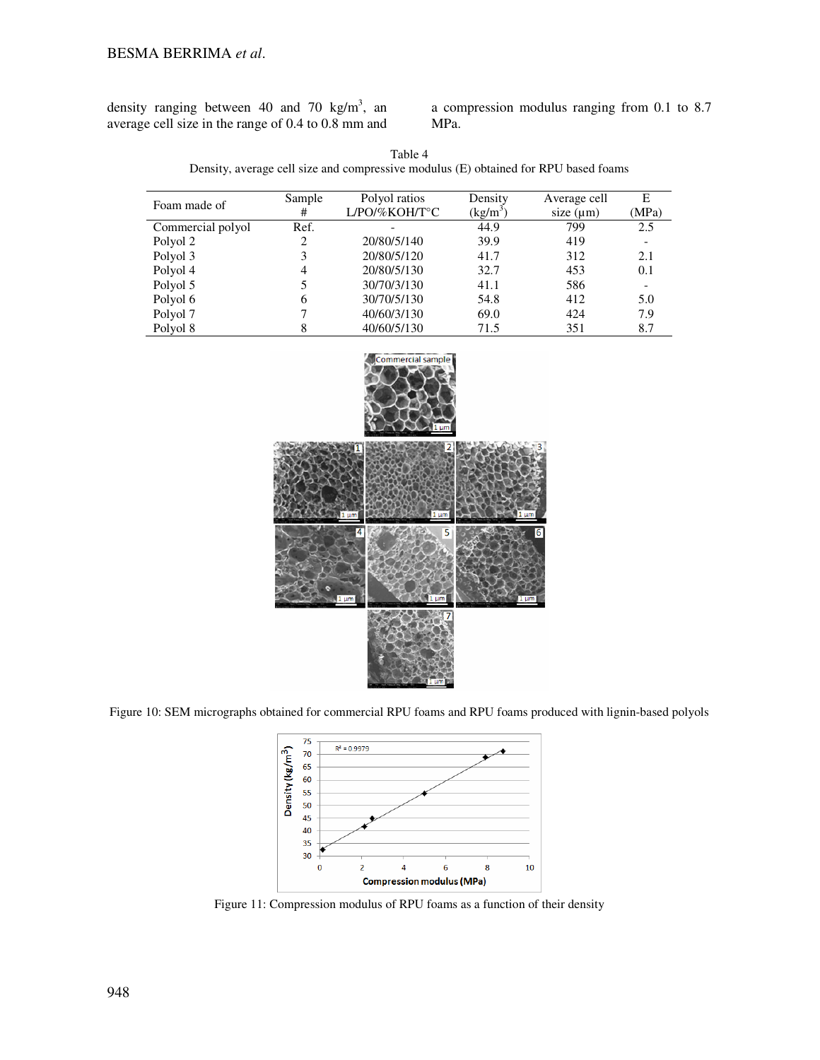density ranging between 40 and 70 kg/m$^3$, an average cell size in the range of 0.4 to 0.8 mm and a compression modulus ranging from 0.1 to 8.7 MPa.

Table 4
Density, average cell size and compressive modulus (E) obtained for RPU based foams

| Foam made of | Sample # | Polyol ratios L/PO/%KOH/T°C | Density (kg/m$^3$) | Average cell size (µm) | E (MPa) |
|---|---|---|---|---|---|
| Commercial polyol | Ref. | - | 44.9 | 799 | 2.5 |
| Polyol 2 | 2 | 20/80/5/140 | 39.9 | 419 | - |
| Polyol 3 | 3 | 20/80/5/120 | 41.7 | 312 | 2.1 |
| Polyol 4 | 4 | 20/80/5/130 | 32.7 | 453 | 0.1 |
| Polyol 5 | 5 | 30/70/3/130 | 41.1 | 586 | - |
| Polyol 6 | 6 | 30/70/5/130 | 54.8 | 412 | 5.0 |
| Polyol 7 | 7 | 40/60/3/130 | 69.0 | 424 | 7.9 |
| Polyol 8 | 8 | 40/60/5/130 | 71.5 | 351 | 8.7 |

Figure 10: SEM micrographs obtained for commercial RPU foams and RPU foams produced with lignin-based polyols

Figure 11: Compression modulus of RPU foams as a function of their density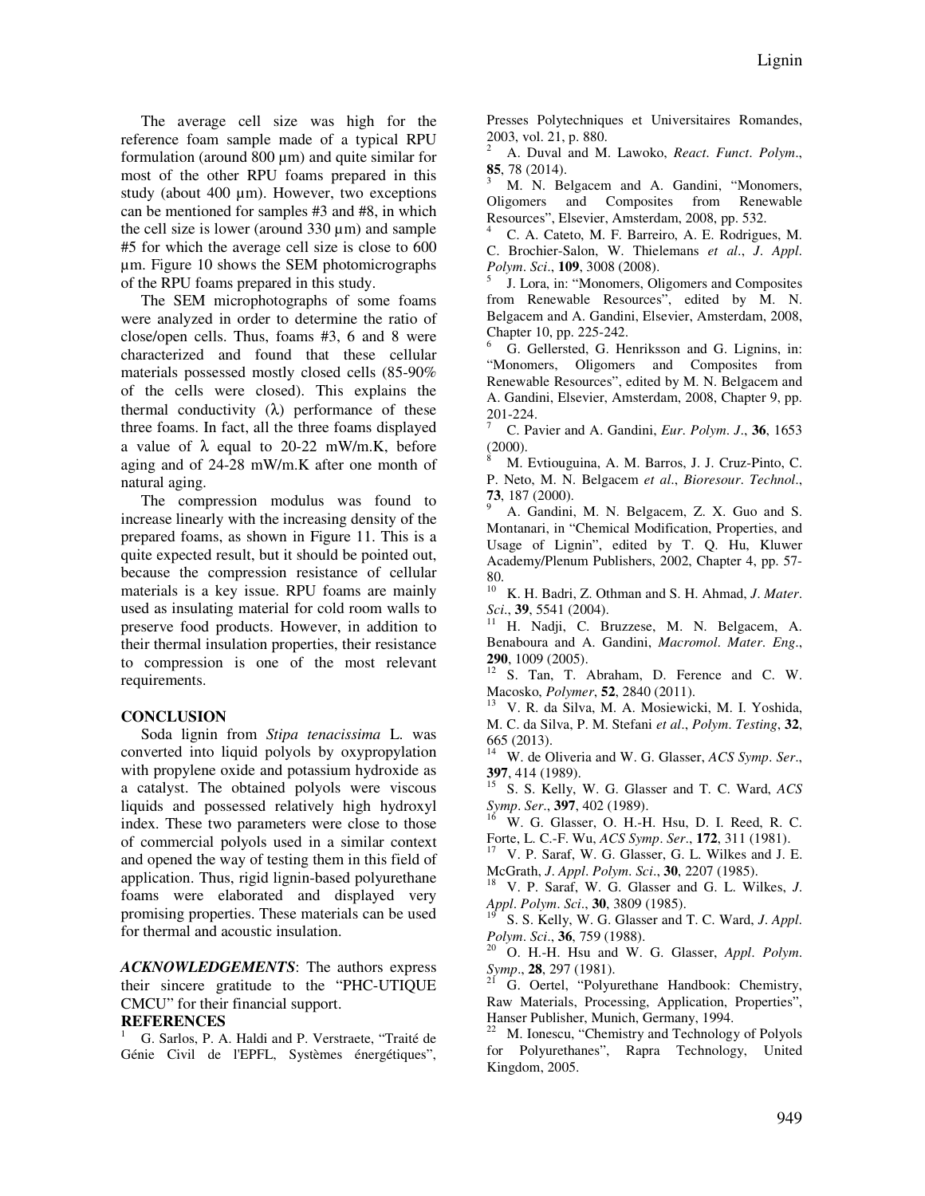The average cell size was high for the reference foam sample made of a typical RPU formulation (around 800 µm) and quite similar for most of the other RPU foams prepared in this study (about 400 µm). However, two exceptions can be mentioned for samples #3 and #8, in which the cell size is lower (around 330 µm) and sample #5 for which the average cell size is close to 600 µm. Figure 10 shows the SEM photomicrographs of the RPU foams prepared in this study.

The SEM microphotographs of some foams were analyzed in order to determine the ratio of close/open cells. Thus, foams #3, 6 and 8 were characterized and found that these cellular materials possessed mostly closed cells (85-90% of the cells were closed). This explains the thermal conductivity ($\lambda$) performance of these three foams. In fact, all the three foams displayed a value of $\lambda$ equal to 20-22 mW/m.K, before aging and of 24-28 mW/m.K after one month of natural aging.

The compression modulus was found to increase linearly with the increasing density of the prepared foams, as shown in Figure 11. This is a quite expected result, but it should be pointed out, because the compression resistance of cellular materials is a key issue. RPU foams are mainly used as insulating material for cold room walls to preserve food products. However, in addition to their thermal insulation properties, their resistance to compression is one of the most relevant requirements.

## CONCLUSION

Soda lignin from *Stipa tenacissima* L. was converted into liquid polyols by oxypropylation with propylene oxide and potassium hydroxide as a catalyst. The obtained polyols were viscous liquids and possessed relatively high hydroxyl index. These two parameters were close to those of commercial polyols used in a similar context and opened the way of testing them in this field of application. Thus, rigid lignin-based polyurethane foams were elaborated and displayed very promising properties. These materials can be used for thermal and acoustic insulation.

***ACKNOWLEDGEMENTS***: The authors express their sincere gratitude to the "PHC-UTIQUE CMCU" for their financial support.

## REFERENCES

[1] G. Sarlos, P. A. Haldi and P. Verstraete, "Traité de Génie Civil de l'EPFL, Systèmes énergétiques", Presses Polytechniques et Universitaires Romandes, 2003, vol. 21, p. 880.

[2] A. Duval and M. Lawoko, *React. Funct. Polym.*, **85**, 78 (2014).

[3] M. N. Belgacem and A. Gandini, "Monomers, Oligomers and Composites from Renewable Resources", Elsevier, Amsterdam, 2008, pp. 532.

[4] C. A. Cateto, M. F. Barreiro, A. E. Rodrigues, M. C. Brochier-Salon, W. Thielemans *et al.*, *J. Appl. Polym. Sci.*, **109**, 3008 (2008).

[5] J. Lora, in: "Monomers, Oligomers and Composites from Renewable Resources", edited by M. N. Belgacem and A. Gandini, Elsevier, Amsterdam, 2008, Chapter 10, pp. 225-242.

[6] G. Gellersted, G. Henriksson and G. Lignins, in: "Monomers, Oligomers and Composites from Renewable Resources", edited by M. N. Belgacem and A. Gandini, Elsevier, Amsterdam, 2008, Chapter 9, pp. 201-224.

[7] C. Pavier and A. Gandini, *Eur. Polym. J.*, **36**, 1653 (2000).

[8] M. Evtiouguina, A. M. Barros, J. J. Cruz-Pinto, C. P. Neto, M. N. Belgacem *et al.*, *Bioresour. Technol.*, **73**, 187 (2000).

[9] A. Gandini, M. N. Belgacem, Z. X. Guo and S. Montanari, in "Chemical Modification, Properties, and Usage of Lignin", edited by T. Q. Hu, Kluwer Academy/Plenum Publishers, 2002, Chapter 4, pp. 57-80.

[10] K. H. Badri, Z. Othman and S. H. Ahmad, *J. Mater. Sci.*, **39**, 5541 (2004).

[11] H. Nadji, C. Bruzzese, M. N. Belgacem, A. Benaboura and A. Gandini, *Macromol. Mater. Eng.*, **290**, 1009 (2005).

[12] S. Tan, T. Abraham, D. Ference and C. W. Macosko, *Polymer*, **52**, 2840 (2011).

[13] V. R. da Silva, M. A. Mosiewicki, M. I. Yoshida, M. C. da Silva, P. M. Stefani *et al.*, *Polym. Testing*, **32**, 665 (2013).

[14] W. de Oliveria and W. G. Glasser, *ACS Symp. Ser.*, **397**, 414 (1989).

[15] S. S. Kelly, W. G. Glasser and T. C. Ward, *ACS Symp. Ser.*, **397**, 402 (1989).

[16] W. G. Glasser, O. H.-H. Hsu, D. I. Reed, R. C. Forte, L. C.-F. Wu, *ACS Symp. Ser.*, **172**, 311 (1981).

[17] V. P. Saraf, W. G. Glasser, G. L. Wilkes and J. E. McGrath, *J. Appl. Polym. Sci.*, **30**, 2207 (1985).

[18] V. P. Saraf, W. G. Glasser and G. L. Wilkes, *J. Appl. Polym. Sci.*, **30**, 3809 (1985).

[19] S. S. Kelly, W. G. Glasser and T. C. Ward, *J. Appl. Polym. Sci.*, **36**, 759 (1988).

[20] O. H.-H. Hsu and W. G. Glasser, *Appl. Polym. Symp.*, **28**, 297 (1981).

[21] G. Oertel, "Polyurethane Handbook: Chemistry, Raw Materials, Processing, Application, Properties", Hanser Publisher, Munich, Germany, 1994.

[22] M. Ionescu, "Chemistry and Technology of Polyols for Polyurethanes", Rapra Technology, United Kingdom, 2005.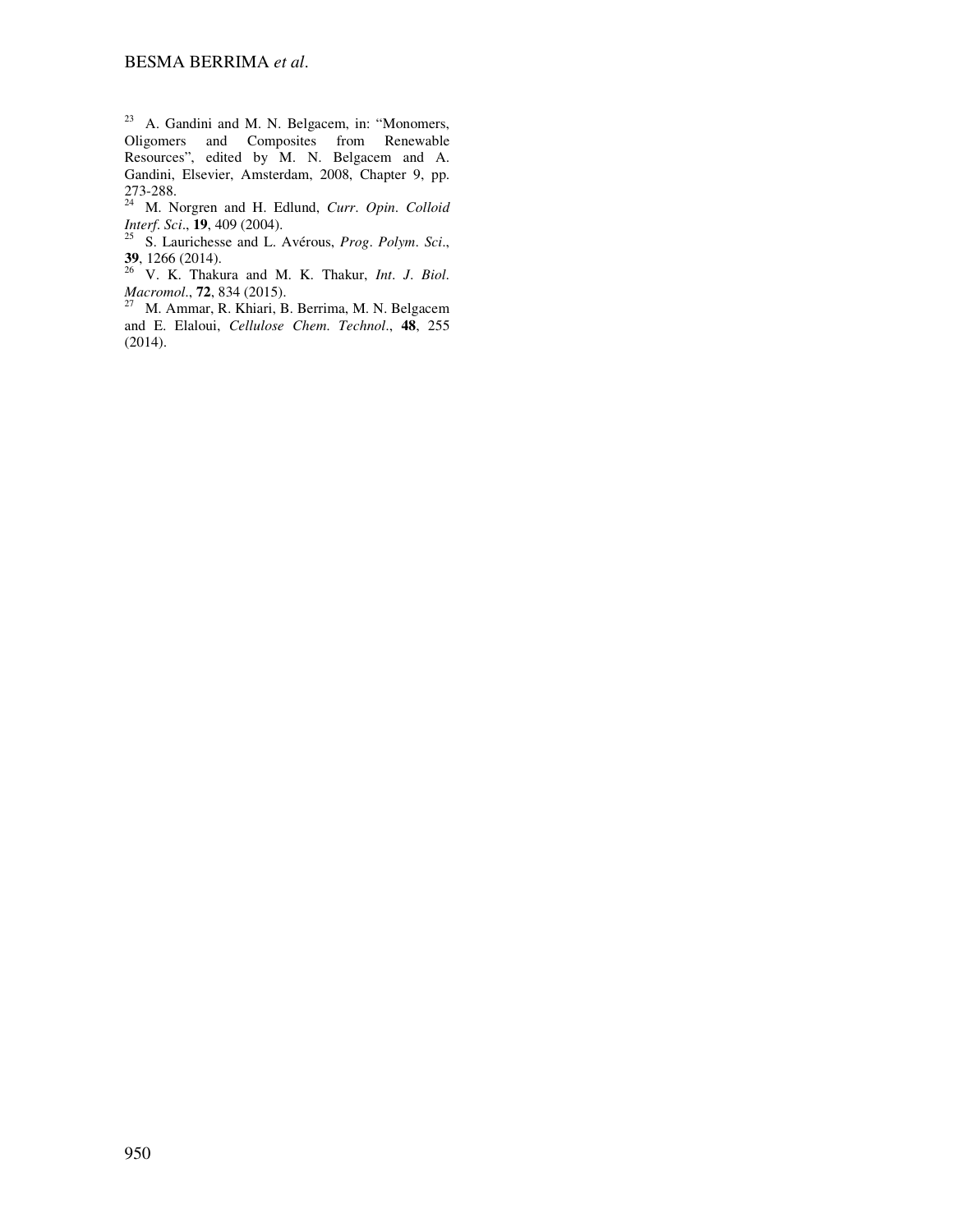[23] A. Gandini and M. N. Belgacem, in: "Monomers, Oligomers and Composites from Renewable Resources", edited by M. N. Belgacem and A. Gandini, Elsevier, Amsterdam, 2008, Chapter 9, pp. 273-288.

[24] M. Norgren and H. Edlund, *Curr. Opin. Colloid Interf. Sci*., **19**, 409 (2004).

[25] S. Laurichesse and L. Avérous, *Prog. Polym. Sci*., **39**, 1266 (2014).

[26] V. K. Thakura and M. K. Thakur, *Int. J. Biol. Macromol*., **72**, 834 (2015).

[27] M. Ammar, R. Khiari, B. Berrima, M. N. Belgacem and E. Elaloui, *Cellulose Chem. Technol*., **48**, 255 (2014).